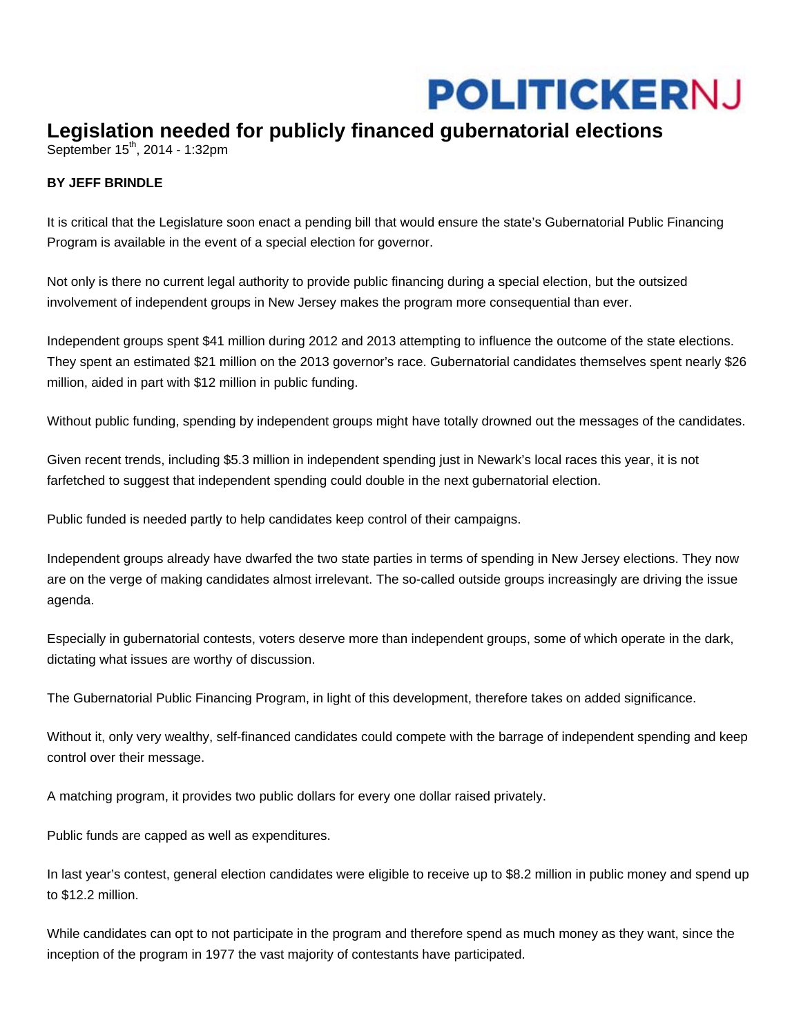POLITICKERNJ

# Legislation needed for publicly financed gubernatorial elections

September 15th, 2014 - 1:32pm

**BY JEFF BRINDLE**

It is critical that the Legislature soon enact a pending bill that would ensure the state's Gubernatorial Public Financing Program is available in the event of a special election for governor.

Not only is there no current legal authority to provide public financing during a special election, but the outsized involvement of independent groups in New Jersey makes the program more consequential than ever.

Independent groups spent $41 million during 2012 and 2013 attempting to influence the outcome of the state elections. They spent an estimated $21 million on the 2013 governor's race. Gubernatorial candidates themselves spent nearly $26 million, aided in part with $12 million in public funding.

Without public funding, spending by independent groups might have totally drowned out the messages of the candidates.

Given recent trends, including $5.3 million in independent spending just in Newark's local races this year, it is not farfetched to suggest that independent spending could double in the next gubernatorial election.

Public funded is needed partly to help candidates keep control of their campaigns.

Independent groups already have dwarfed the two state parties in terms of spending in New Jersey elections. They now are on the verge of making candidates almost irrelevant. The so-called outside groups increasingly are driving the issue agenda.

Especially in gubernatorial contests, voters deserve more than independent groups, some of which operate in the dark, dictating what issues are worthy of discussion.

The Gubernatorial Public Financing Program, in light of this development, therefore takes on added significance.

Without it, only very wealthy, self-financed candidates could compete with the barrage of independent spending and keep control over their message.

A matching program, it provides two public dollars for every one dollar raised privately.

Public funds are capped as well as expenditures.

In last year's contest, general election candidates were eligible to receive up to $8.2 million in public money and spend up to $12.2 million.

While candidates can opt to not participate in the program and therefore spend as much money as they want, since the inception of the program in 1977 the vast majority of contestants have participated.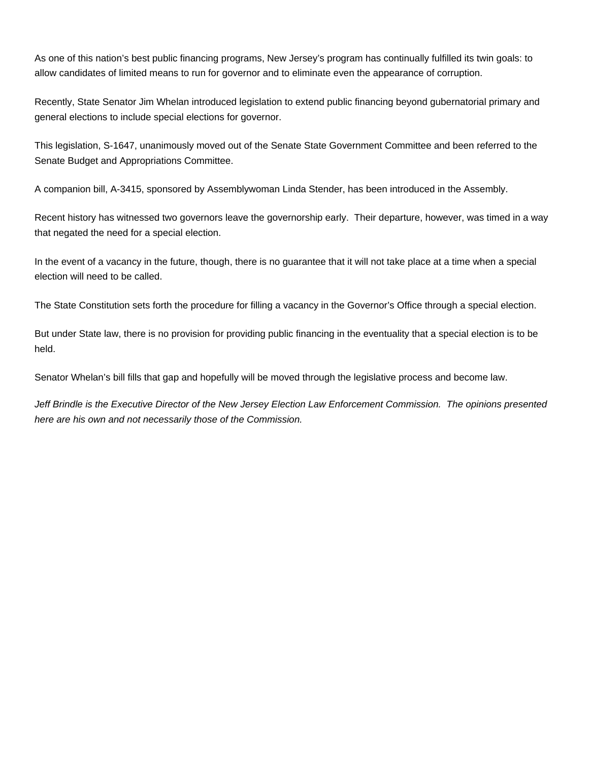As one of this nation's best public financing programs, New Jersey's program has continually fulfilled its twin goals: to allow candidates of limited means to run for governor and to eliminate even the appearance of corruption.

Recently, State Senator Jim Whelan introduced legislation to extend public financing beyond gubernatorial primary and general elections to include special elections for governor.

This legislation, S-1647, unanimously moved out of the Senate State Government Committee and been referred to the Senate Budget and Appropriations Committee.

A companion bill, A-3415, sponsored by Assemblywoman Linda Stender, has been introduced in the Assembly.

Recent history has witnessed two governors leave the governorship early. Their departure, however, was timed in a way that negated the need for a special election.

In the event of a vacancy in the future, though, there is no guarantee that it will not take place at a time when a special election will need to be called.

The State Constitution sets forth the procedure for filling a vacancy in the Governor's Office through a special election.

But under State law, there is no provision for providing public financing in the eventuality that a special election is to be held.

Senator Whelan's bill fills that gap and hopefully will be moved through the legislative process and become law.

*Jeff Brindle is the Executive Director of the New Jersey Election Law Enforcement Commission. The opinions presented here are his own and not necessarily those of the Commission.*